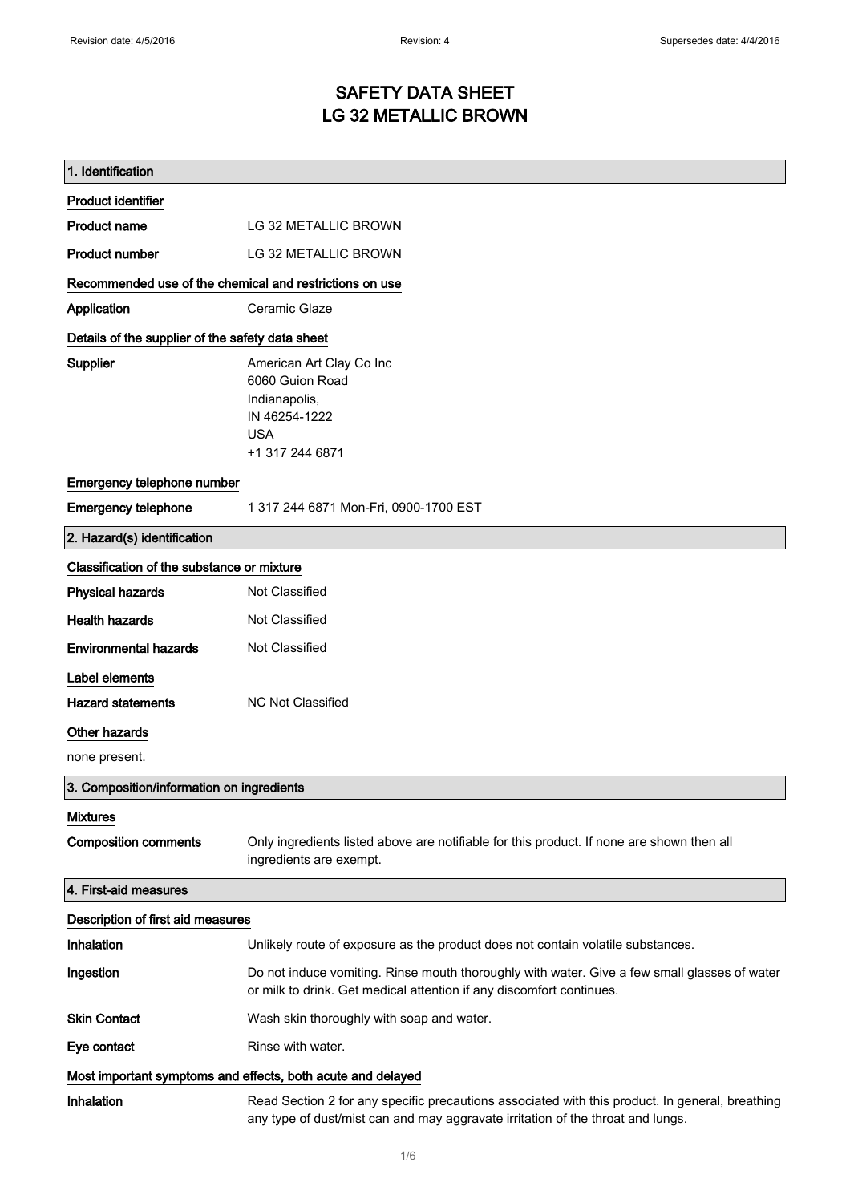# SAFETY DATA SHEET
# LG 32 METALLIC BROWN

## 1. Identification

### Product identifier

**Product name** LG 32 METALLIC BROWN

**Product number** LG 32 METALLIC BROWN

### Recommended use of the chemical and restrictions on use

**Application** Ceramic Glaze

### Details of the supplier of the safety data sheet

**Supplier**
American Art Clay Co Inc
6060 Guion Road
Indianapolis,
IN 46254-1222
USA
+1 317 244 6871

### Emergency telephone number

**Emergency telephone** 1 317 244 6871 Mon-Fri, 0900-1700 EST

## 2. Hazard(s) identification

### Classification of the substance or mixture

**Physical hazards** Not Classified

**Health hazards** Not Classified

**Environmental hazards** Not Classified

### Label elements

**Hazard statements** NC Not Classified

### Other hazards

none present.

## 3. Composition/information on ingredients

### Mixtures

**Composition comments** Only ingredients listed above are notifiable for this product. If none are shown then all ingredients are exempt.

## 4. First-aid measures

### Description of first aid measures

**Inhalation** Unlikely route of exposure as the product does not contain volatile substances.

**Ingestion** Do not induce vomiting. Rinse mouth thoroughly with water. Give a few small glasses of water or milk to drink. Get medical attention if any discomfort continues.

**Skin Contact** Wash skin thoroughly with soap and water.

**Eye contact** Rinse with water.

### Most important symptoms and effects, both acute and delayed

**Inhalation** Read Section 2 for any specific precautions associated with this product. In general, breathing any type of dust/mist can and may aggravate irritation of the throat and lungs.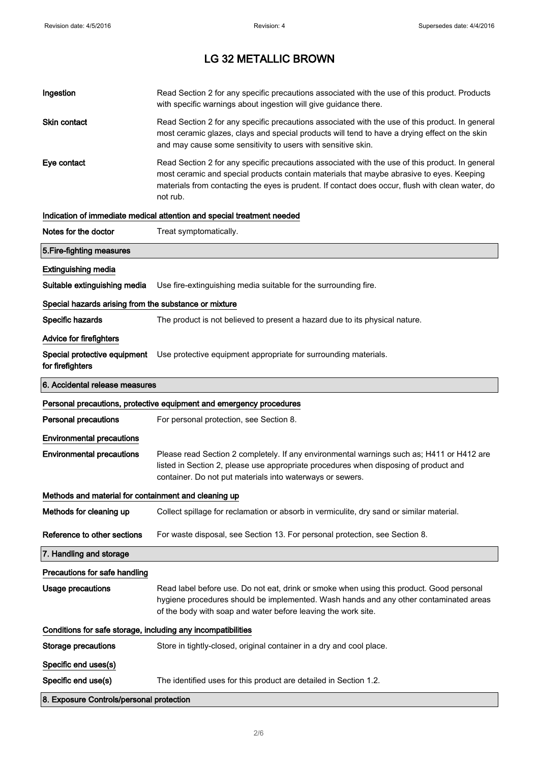# LG 32 METALLIC BROWN

| | |
|---|---|
| **Ingestion** | Read Section 2 for any specific precautions associated with the use of this product. Products with specific warnings about ingestion will give guidance there. |
| **Skin contact** | Read Section 2 for any specific precautions associated with the use of this product. In general most ceramic glazes, clays and special products will tend to have a drying effect on the skin and may cause some sensitivity to users with sensitive skin. |
| **Eye contact** | Read Section 2 for any specific precautions associated with the use of this product. In general most ceramic and special products contain materials that maybe abrasive to eyes. Keeping materials from contacting the eyes is prudent. If contact does occur, flush with clean water, do not rub. |

**Indication of immediate medical attention and special treatment needed**

| | |
|---|---|
| **Notes for the doctor** | Treat symptomatically. |

## 5.Fire-fighting measures

**Extinguishing media**

| | |
|---|---|
| **Suitable extinguishing media** | Use fire-extinguishing media suitable for the surrounding fire. |

**Special hazards arising from the substance or mixture**

| | |
|---|---|
| **Specific hazards** | The product is not believed to present a hazard due to its physical nature. |

**Advice for firefighters**

| | |
|---|---|
| **Special protective equipment for firefighters** | Use protective equipment appropriate for surrounding materials. |

## 6. Accidental release measures

**Personal precautions, protective equipment and emergency procedures**

| | |
|---|---|
| **Personal precautions** | For personal protection, see Section 8. |

**Environmental precautions**

| | |
|---|---|
| **Environmental precautions** | Please read Section 2 completely. If any environmental warnings such as; H411 or H412 are listed in Section 2, please use appropriate procedures when disposing of product and container. Do not put materials into waterways or sewers. |

**Methods and material for containment and cleaning up**

| | |
|---|---|
| **Methods for cleaning up** | Collect spillage for reclamation or absorb in vermiculite, dry sand or similar material. |
| **Reference to other sections** | For waste disposal, see Section 13. For personal protection, see Section 8. |

## 7. Handling and storage

**Precautions for safe handling**

| | |
|---|---|
| **Usage precautions** | Read label before use. Do not eat, drink or smoke when using this product. Good personal hygiene procedures should be implemented. Wash hands and any other contaminated areas of the body with soap and water before leaving the work site. |

**Conditions for safe storage, including any incompatibilities**

| | |
|---|---|
| **Storage precautions** | Store in tightly-closed, original container in a dry and cool place. |

**Specific end uses(s)**

| | |
|---|---|
| **Specific end use(s)** | The identified uses for this product are detailed in Section 1.2. |

## 8. Exposure Controls/personal protection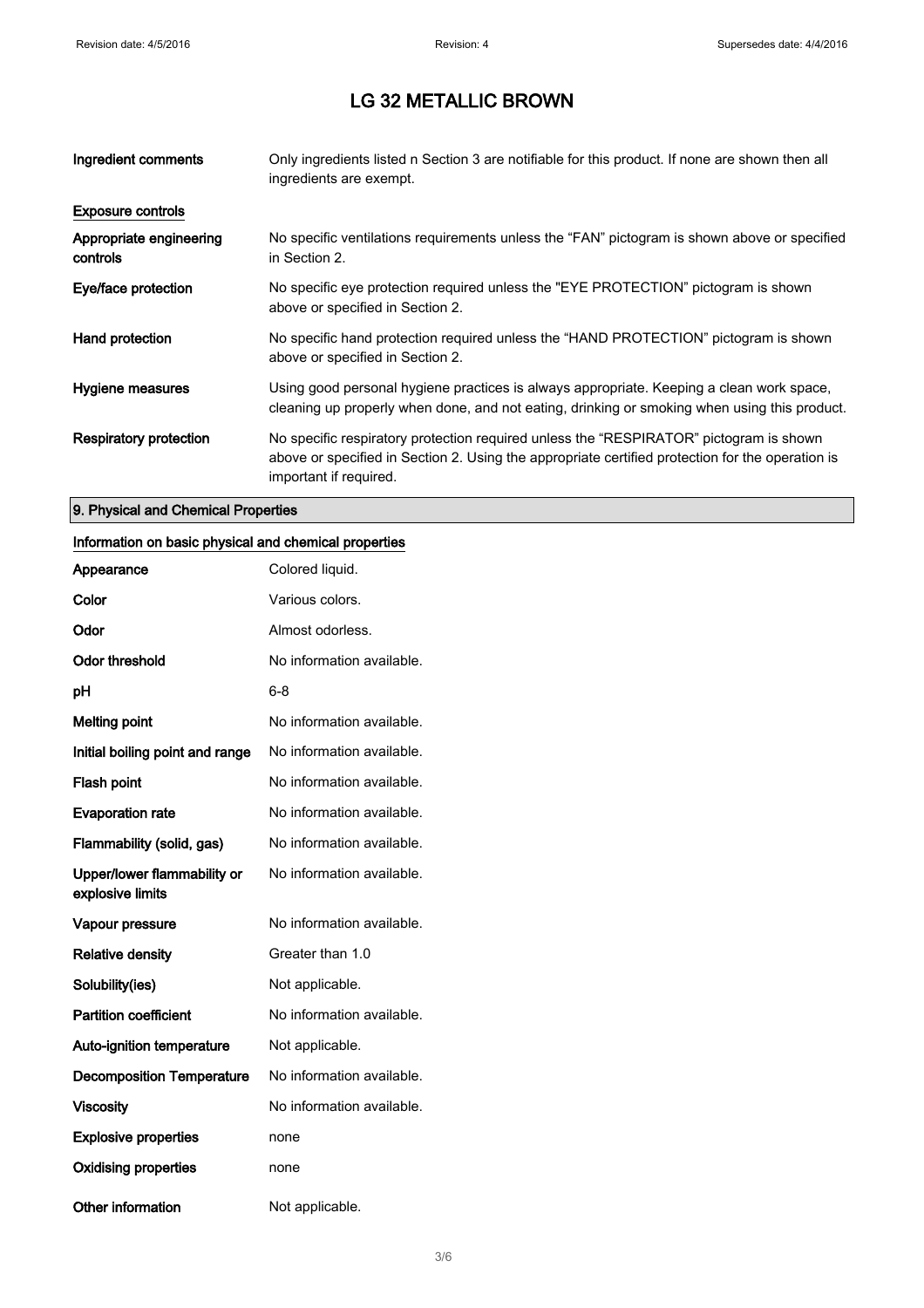# LG 32 METALLIC BROWN

| | |
|---|---|
| **Ingredient comments** | Only ingredients listed n Section 3 are notifiable for this product. If none are shown then all ingredients are exempt. |

**Exposure controls**

| | |
|---|---|
| **Appropriate engineering controls** | No specific ventilations requirements unless the “FAN” pictogram is shown above or specified in Section 2. |
| **Eye/face protection** | No specific eye protection required unless the "EYE PROTECTION” pictogram is shown above or specified in Section 2. |
| **Hand protection** | No specific hand protection required unless the “HAND PROTECTION” pictogram is shown above or specified in Section 2. |
| **Hygiene measures** | Using good personal hygiene practices is always appropriate. Keeping a clean work space, cleaning up properly when done, and not eating, drinking or smoking when using this product. |
| **Respiratory protection** | No specific respiratory protection required unless the “RESPIRATOR” pictogram is shown above or specified in Section 2. Using the appropriate certified protection for the operation is important if required. |

## 9. Physical and Chemical Properties

**Information on basic physical and chemical properties**

| | |
|---|---|
| **Appearance** | Colored liquid. |
| **Color** | Various colors. |
| **Odor** | Almost odorless. |
| **Odor threshold** | No information available. |
| **pH** | 6-8 |
| **Melting point** | No information available. |
| **Initial boiling point and range** | No information available. |
| **Flash point** | No information available. |
| **Evaporation rate** | No information available. |
| **Flammability (solid, gas)** | No information available. |
| **Upper/lower flammability or explosive limits** | No information available. |
| **Vapour pressure** | No information available. |
| **Relative density** | Greater than 1.0 |
| **Solubility(ies)** | Not applicable. |
| **Partition coefficient** | No information available. |
| **Auto-ignition temperature** | Not applicable. |
| **Decomposition Temperature** | No information available. |
| **Viscosity** | No information available. |
| **Explosive properties** | none |
| **Oxidising properties** | none |
| **Other information** | Not applicable. |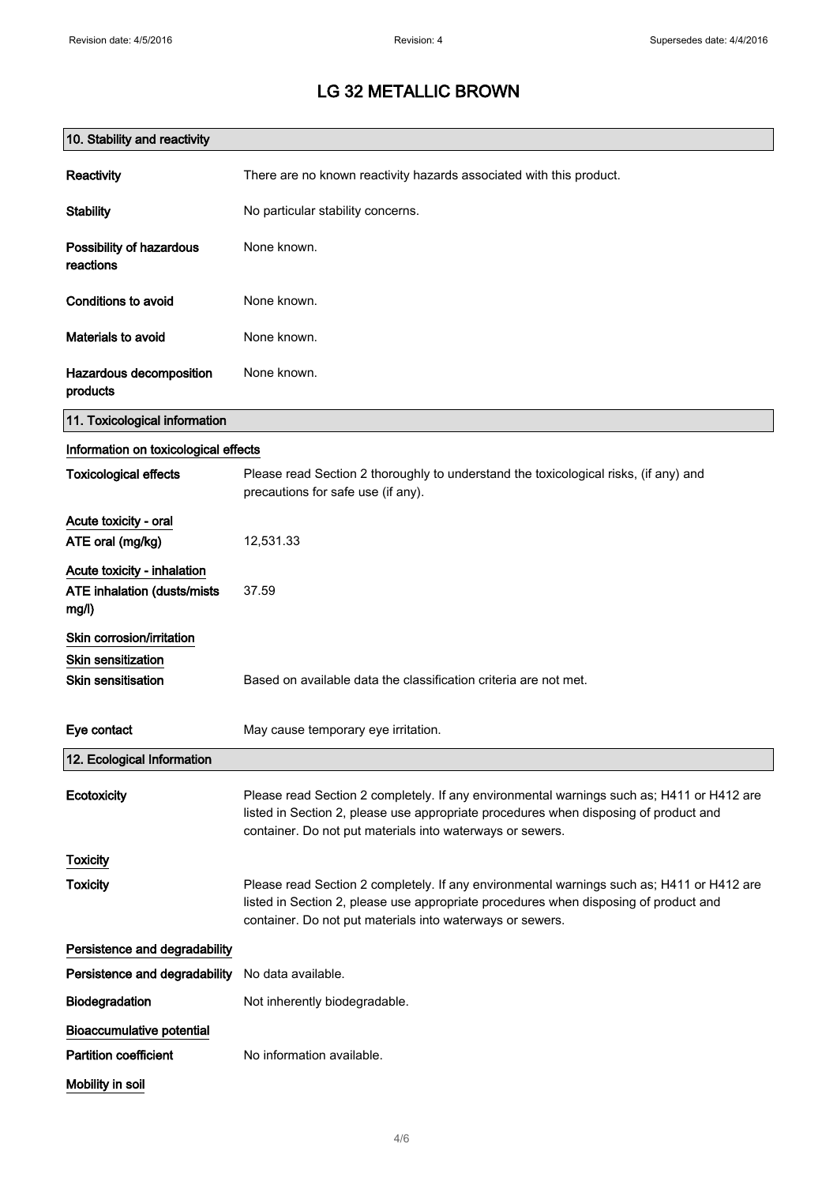# LG 32 METALLIC BROWN

## 10. Stability and reactivity

**Reactivity** There are no known reactivity hazards associated with this product.

**Stability** No particular stability concerns.

**Possibility of hazardous reactions** None known.

**Conditions to avoid** None known.

**Materials to avoid** None known.

**Hazardous decomposition products** None known.

## 11. Toxicological information

### Information on toxicological effects

**Toxicological effects** Please read Section 2 thoroughly to understand the toxicological risks, (if any) and precautions for safe use (if any).

### Acute toxicity - oral

**ATE oral (mg/kg)** 12,531.33

### Acute toxicity - inhalation

**ATE inhalation (dusts/mists mg/l)** 37.59

### Skin corrosion/irritation

### Skin sensitization

**Skin sensitisation** Based on available data the classification criteria are not met.

**Eye contact** May cause temporary eye irritation.

## 12. Ecological Information

**Ecotoxicity** Please read Section 2 completely. If any environmental warnings such as; H411 or H412 are listed in Section 2, please use appropriate procedures when disposing of product and container. Do not put materials into waterways or sewers.

### Toxicity

**Toxicity** Please read Section 2 completely. If any environmental warnings such as; H411 or H412 are listed in Section 2, please use appropriate procedures when disposing of product and container. Do not put materials into waterways or sewers.

### Persistence and degradability

**Persistence and degradability** No data available.

**Biodegradation** Not inherently biodegradable.

### Bioaccumulative potential

**Partition coefficient** No information available.

### Mobility in soil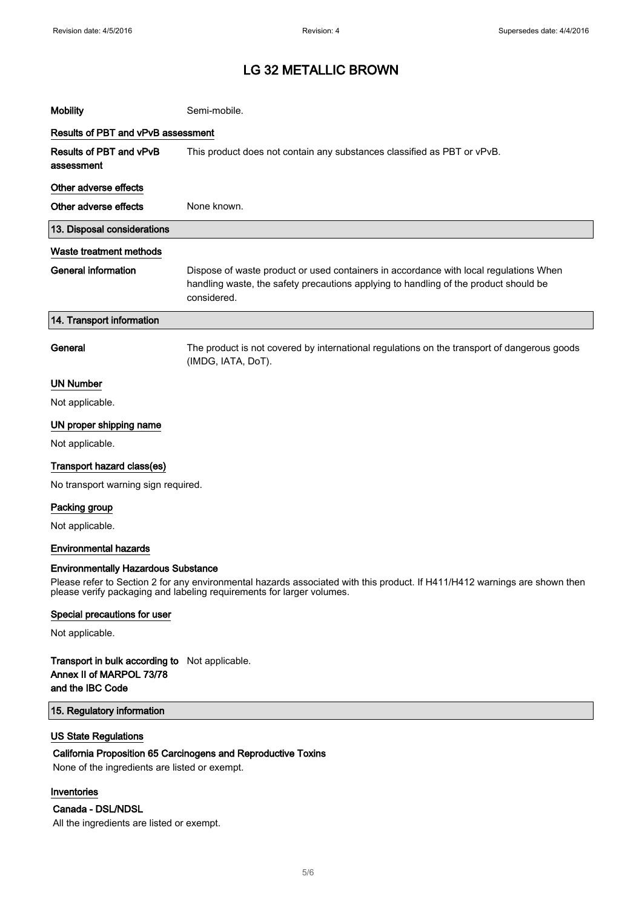# LG 32 METALLIC BROWN

**Mobility** Semi-mobile.

### Results of PBT and vPvB assessment

**Results of PBT and vPvB assessment** This product does not contain any substances classified as PBT or vPvB.

### Other adverse effects

**Other adverse effects** None known.

## 13. Disposal considerations

### Waste treatment methods

**General information** Dispose of waste product or used containers in accordance with local regulations When handling waste, the safety precautions applying to handling of the product should be considered.

## 14. Transport information

**General** The product is not covered by international regulations on the transport of dangerous goods (IMDG, IATA, DoT).

### UN Number

Not applicable.

### UN proper shipping name

Not applicable.

### Transport hazard class(es)

No transport warning sign required.

### Packing group

Not applicable.

### Environmental hazards

**Environmentally Hazardous Substance**

Please refer to Section 2 for any environmental hazards associated with this product. If H411/H412 warnings are shown then please verify packaging and labeling requirements for larger volumes.

### Special precautions for user

Not applicable.

**Transport in bulk according to Annex II of MARPOL 73/78 and the IBC Code** Not applicable.

## 15. Regulatory information

### US State Regulations

**California Proposition 65 Carcinogens and Reproductive Toxins**

None of the ingredients are listed or exempt.

### Inventories

**Canada - DSL/NDSL**

All the ingredients are listed or exempt.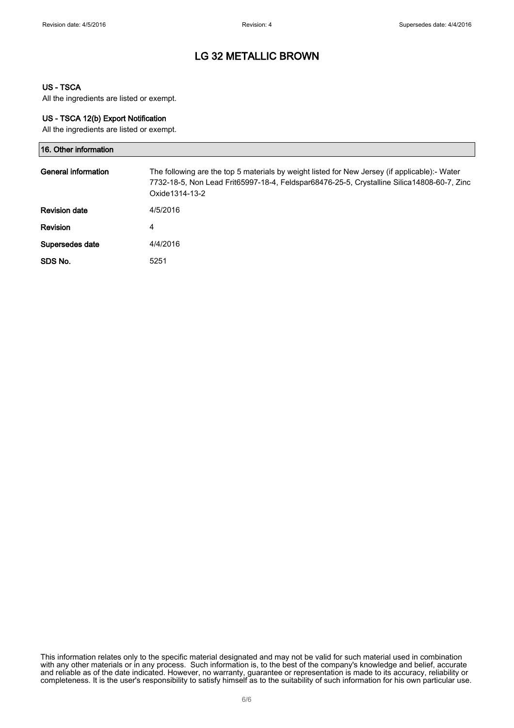# LG 32 METALLIC BROWN

### US - TSCA

All the ingredients are listed or exempt.

### US - TSCA 12(b) Export Notification

All the ingredients are listed or exempt.

## 16. Other information

| | |
|---|---|
| **General information** | The following are the top 5 materials by weight listed for New Jersey (if applicable):- Water 7732-18-5, Non Lead Frit65997-18-4, Feldspar68476-25-5, Crystalline Silica14808-60-7, Zinc Oxide1314-13-2 |
| **Revision date** | 4/5/2016 |
| **Revision** | 4 |
| **Supersedes date** | 4/4/2016 |
| **SDS No.** | 5251 |

This information relates only to the specific material designated and may not be valid for such material used in combination with any other materials or in any process. Such information is, to the best of the company's knowledge and belief, accurate and reliable as of the date indicated. However, no warranty, guarantee or representation is made to its accuracy, reliability or completeness. It is the user's responsibility to satisfy himself as to the suitability of such information for his own particular use.